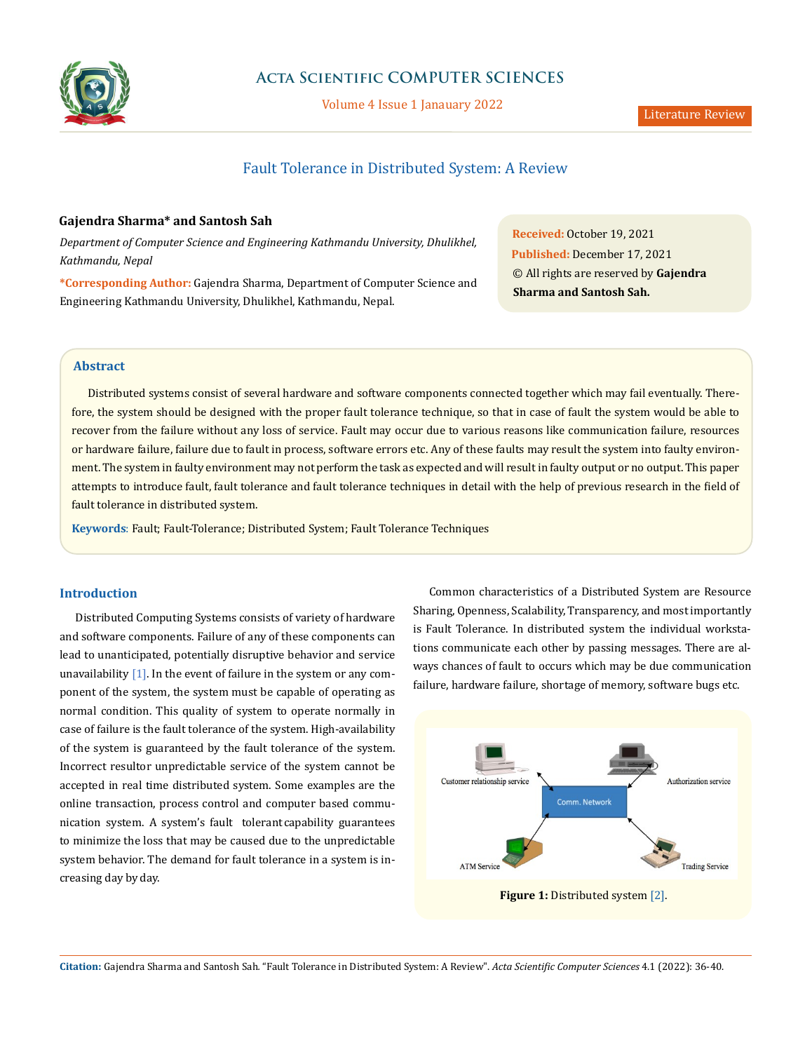Literature Review

# Fault Tolerance in Distributed System: A Review

**Gajendra Sharma\* and Santosh Sah**

*Department of Computer Science and Engineering Kathmandu University, Dhulikhel, Kathmandu, Nepal*

**\*Corresponding Author:** Gajendra Sharma, Department of Computer Science and Engineering Kathmandu University, Dhulikhel, Kathmandu, Nepal.

**Received:** October 19, 2021
**Published:** December 17, 2021
© All rights are reserved by **Gajendra Sharma and Santosh Sah.**

## Abstract

Distributed systems consist of several hardware and software components connected together which may fail eventually. Therefore, the system should be designed with the proper fault tolerance technique, so that in case of fault the system would be able to recover from the failure without any loss of service. Fault may occur due to various reasons like communication failure, resources or hardware failure, failure due to fault in process, software errors etc. Any of these faults may result the system into faulty environment. The system in faulty environment may not perform the task as expected and will result in faulty output or no output. This paper attempts to introduce fault, fault tolerance and fault tolerance techniques in detail with the help of previous research in the field of fault tolerance in distributed system.

**Keywords**: Fault; Fault-Tolerance; Distributed System; Fault Tolerance Techniques

## Introduction

Distributed Computing Systems consists of variety of hardware and software components. Failure of any of these components can lead to unanticipated, potentially disruptive behavior and service unavailability [1]. In the event of failure in the system or any component of the system, the system must be capable of operating as normal condition. This quality of system to operate normally in case of failure is the fault tolerance of the system. High-availability of the system is guaranteed by the fault tolerance of the system. Incorrect resultor unpredictable service of the system cannot be accepted in real time distributed system. Some examples are the online transaction, process control and computer based communication system. A system's fault tolerant capability guarantees to minimize the loss that may be caused due to the unpredictable system behavior. The demand for fault tolerance in a system is increasing day by day.

Common characteristics of a Distributed System are Resource Sharing, Openness, Scalability, Transparency, and most importantly is Fault Tolerance. In distributed system the individual workstations communicate each other by passing messages. There are always chances of fault to occurs which may be due communication failure, hardware failure, shortage of memory, software bugs etc.

Customer relationship service | Authorization service | Comm. Network | ATM Service | Trading Service

**Figure 1:** Distributed system [2].

**Citation:** Gajendra Sharma and Santosh Sah. "Fault Tolerance in Distributed System: A Review". *Acta Scientific Computer Sciences* 4.1 (2022): 36-40.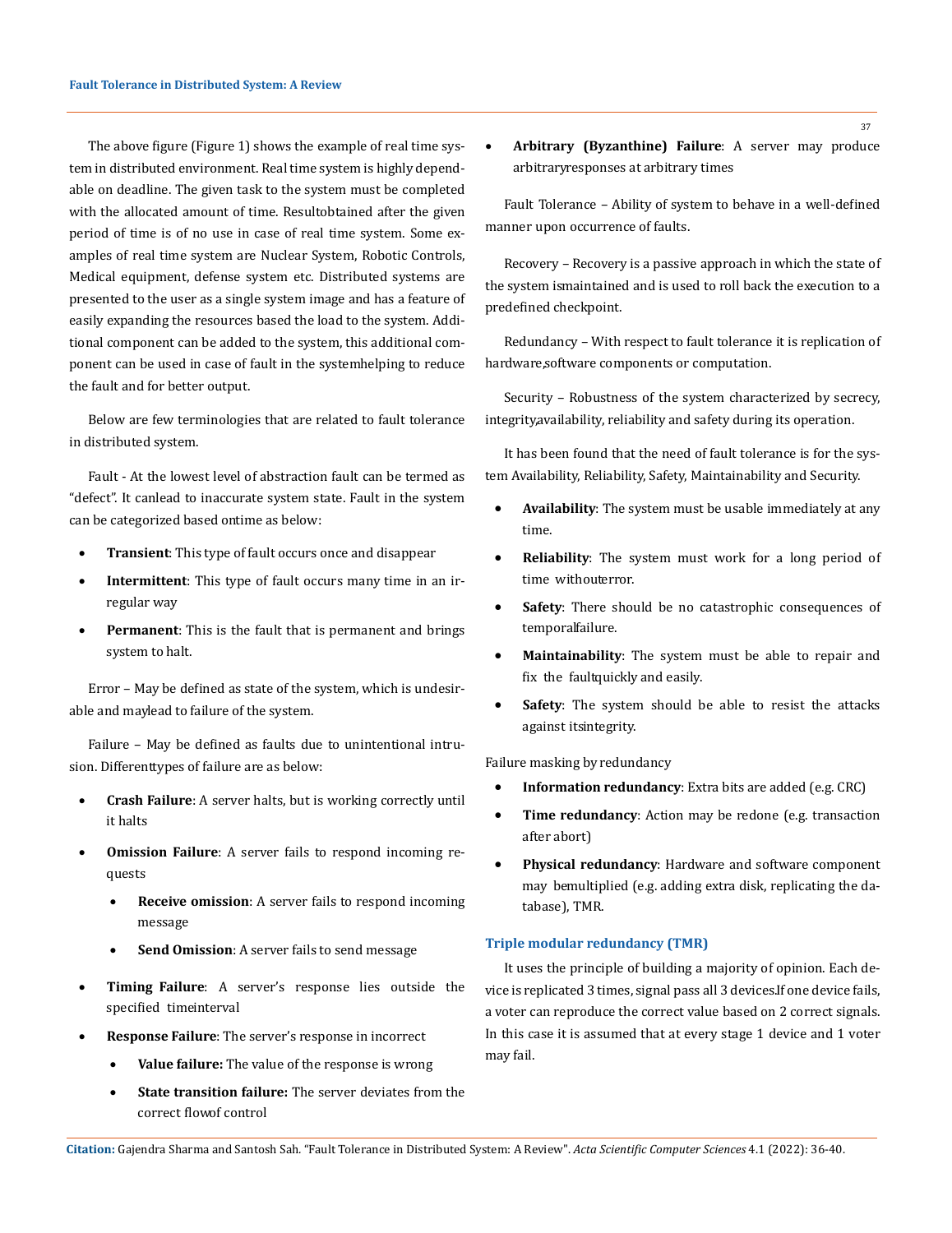The above figure (Figure 1) shows the example of real time system in distributed environment. Real time system is highly dependable on deadline. The given task to the system must be completed with the allocated amount of time. Resultobtained after the given period of time is of no use in case of real time system. Some examples of real time system are Nuclear System, Robotic Controls, Medical equipment, defense system etc. Distributed systems are presented to the user as a single system image and has a feature of easily expanding the resources based the load to the system. Additional component can be added to the system, this additional component can be used in case of fault in the systemhelping to reduce the fault and for better output.

Below are few terminologies that are related to fault tolerance in distributed system.

Fault - At the lowest level of abstraction fault can be termed as "defect". It canlead to inaccurate system state. Fault in the system can be categorized based ontime as below:

- **Transient**: This type of fault occurs once and disappear
- **Intermittent**: This type of fault occurs many time in an irregular way
- **Permanent**: This is the fault that is permanent and brings system to halt.

Error – May be defined as state of the system, which is undesirable and maylead to failure of the system.

Failure – May be defined as faults due to unintentional intrusion. Differenttypes of failure are as below:

- **Crash Failure**: A server halts, but is working correctly until it halts
- **Omission Failure**: A server fails to respond incoming requests
  - **Receive omission**: A server fails to respond incoming message
  - **Send Omission**: A server fails to send message
- **Timing Failure**: A server's response lies outside the specified timeinterval
- **Response Failure**: The server's response in incorrect
  - **Value failure:** The value of the response is wrong
  - **State transition failure:** The server deviates from the correct flowof control
- **Arbitrary (Byzanthine) Failure**: A server may produce arbitraryresponses at arbitrary times

Fault Tolerance – Ability of system to behave in a well-defined manner upon occurrence of faults.

Recovery – Recovery is a passive approach in which the state of the system ismaintained and is used to roll back the execution to a predefined checkpoint.

Redundancy – With respect to fault tolerance it is replication of hardware,software components or computation.

Security – Robustness of the system characterized by secrecy, integrity,availability, reliability and safety during its operation.

It has been found that the need of fault tolerance is for the system Availability, Reliability, Safety, Maintainability and Security.

- **Availability**: The system must be usable immediately at any time.
- **Reliability**: The system must work for a long period of time withouterror.
- **Safety**: There should be no catastrophic consequences of temporalfailure.
- **Maintainability**: The system must be able to repair and fix the faultquickly and easily.
- **Safety**: The system should be able to resist the attacks against itsintegrity.

Failure masking by redundancy

- **Information redundancy**: Extra bits are added (e.g. CRC)
- **Time redundancy**: Action may be redone (e.g. transaction after abort)
- **Physical redundancy**: Hardware and software component may bemultiplied (e.g. adding extra disk, replicating the database), TMR.

### Triple modular redundancy (TMR)

It uses the principle of building a majority of opinion. Each device is replicated 3 times, signal pass all 3 devices.If one device fails, a voter can reproduce the correct value based on 2 correct signals. In this case it is assumed that at every stage 1 device and 1 voter may fail.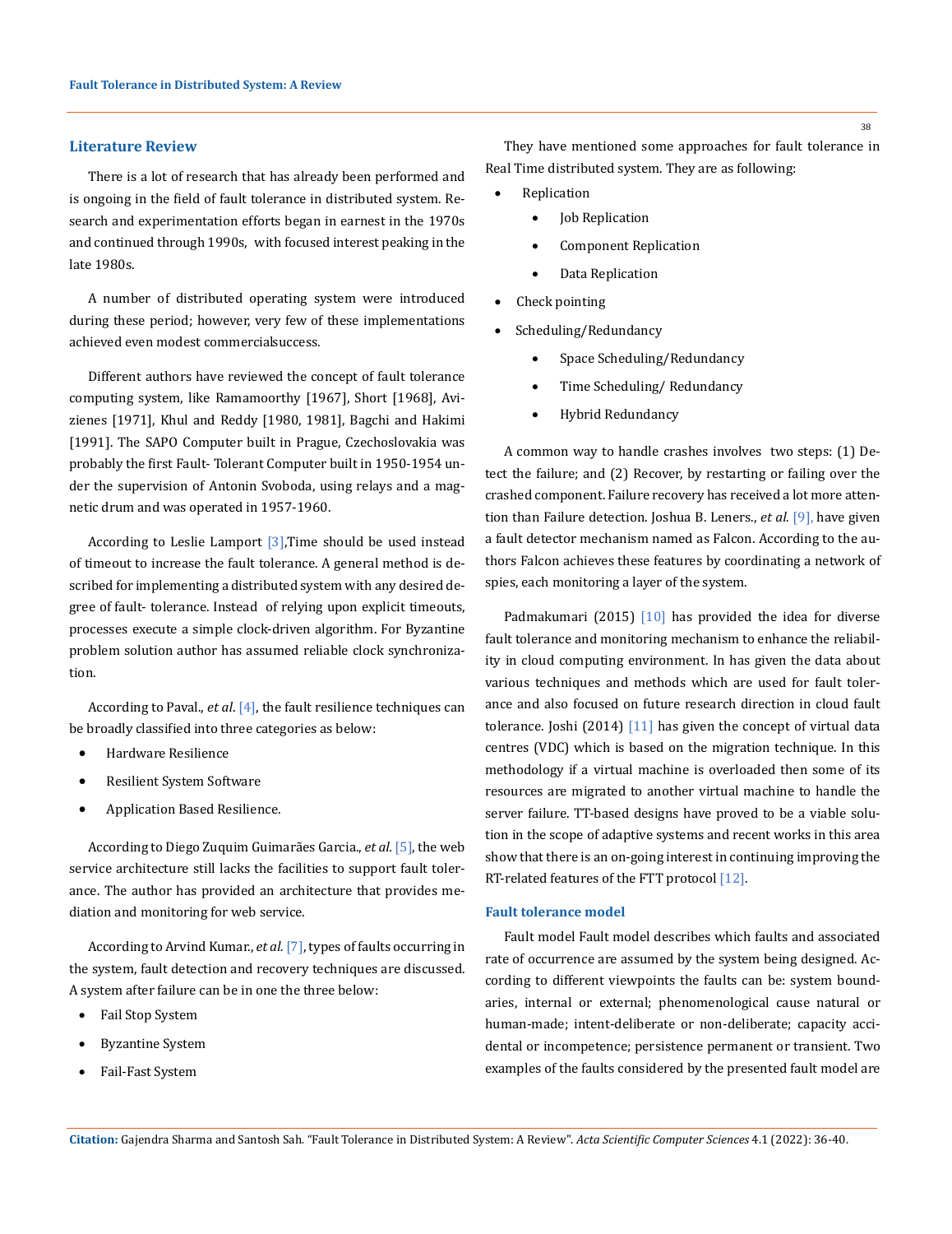## Literature Review

There is a lot of research that has already been performed and is ongoing in the field of fault tolerance in distributed system. Research and experimentation efforts began in earnest in the 1970s and continued through 1990s, with focused interest peaking in the late 1980s.

A number of distributed operating system were introduced during these period; however, very few of these implementations achieved even modest commercialsuccess.

Different authors have reviewed the concept of fault tolerance computing system, like Ramamoorthy [1967], Short [1968], Avizienes [1971], Khul and Reddy [1980, 1981], Bagchi and Hakimi [1991]. The SAPO Computer built in Prague, Czechoslovakia was probably the first Fault- Tolerant Computer built in 1950-1954 under the supervision of Antonin Svoboda, using relays and a magnetic drum and was operated in 1957-1960.

According to Leslie Lamport [3],Time should be used instead of timeout to increase the fault tolerance. A general method is described for implementing a distributed system with any desired degree of fault- tolerance. Instead of relying upon explicit timeouts, processes execute a simple clock-driven algorithm. For Byzantine problem solution author has assumed reliable clock synchronization.

According to Paval., *et al*. [4], the fault resilience techniques can be broadly classified into three categories as below:

- Hardware Resilience
- Resilient System Software
- Application Based Resilience.

According to Diego Zuquim Guimarães Garcia., *et al*. [5], the web service architecture still lacks the facilities to support fault tolerance. The author has provided an architecture that provides mediation and monitoring for web service.

According to Arvind Kumar., *et al.* [7], types of faults occurring in the system, fault detection and recovery techniques are discussed. A system after failure can be in one the three below:

- Fail Stop System
- Byzantine System
- Fail-Fast System

They have mentioned some approaches for fault tolerance in Real Time distributed system. They are as following:

- Replication
    - Job Replication
    - Component Replication
    - Data Replication
- Check pointing
- Scheduling/Redundancy
    - Space Scheduling/Redundancy
    - Time Scheduling/ Redundancy
    - Hybrid Redundancy

A common way to handle crashes involves two steps: (1) Detect the failure; and (2) Recover, by restarting or failing over the crashed component. Failure recovery has received a lot more attention than Failure detection. Joshua B. Leners., *et al.* [9], have given a fault detector mechanism named as Falcon. According to the authors Falcon achieves these features by coordinating a network of spies, each monitoring a layer of the system.

Padmakumari (2015) [10] has provided the idea for diverse fault tolerance and monitoring mechanism to enhance the reliability in cloud computing environment. In has given the data about various techniques and methods which are used for fault tolerance and also focused on future research direction in cloud fault tolerance. Joshi (2014) [11] has given the concept of virtual data centres (VDC) which is based on the migration technique. In this methodology if a virtual machine is overloaded then some of its resources are migrated to another virtual machine to handle the server failure. TT-based designs have proved to be a viable solution in the scope of adaptive systems and recent works in this area show that there is an on-going interest in continuing improving the RT-related features of the FTT protocol [12].

### Fault tolerance model

Fault model Fault model describes which faults and associated rate of occurrence are assumed by the system being designed. According to different viewpoints the faults can be: system boundaries, internal or external; phenomenological cause natural or human-made; intent-deliberate or non-deliberate; capacity accidental or incompetence; persistence permanent or transient. Two examples of the faults considered by the presented fault model are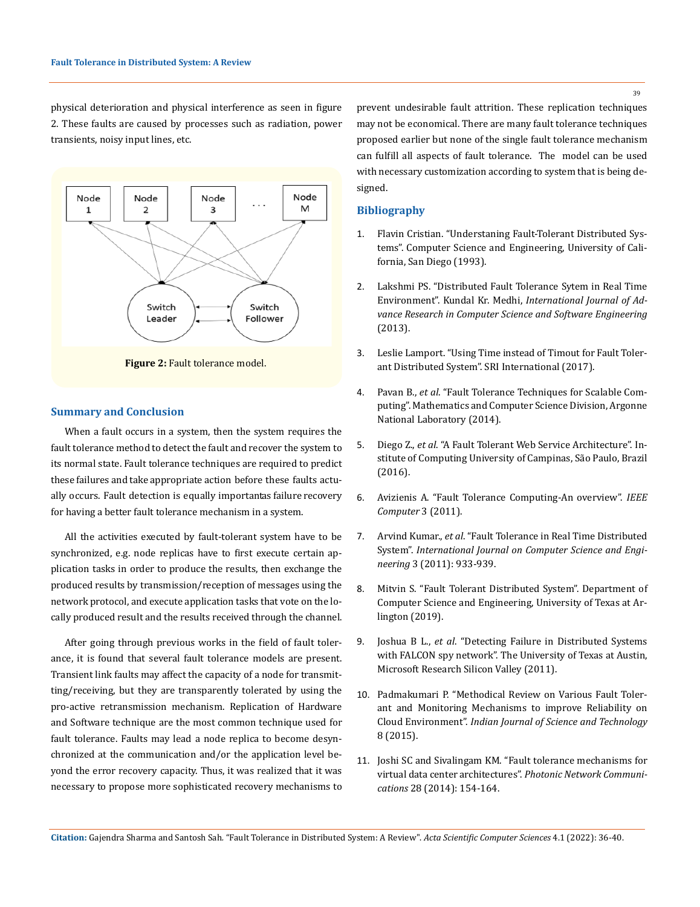physical deterioration and physical interference as seen in figure 2. These faults are caused by processes such as radiation, power transients, noisy input lines, etc.

**Figure 2:** Fault tolerance model.

## Summary and Conclusion

When a fault occurs in a system, then the system requires the fault tolerance method to detect the fault and recover the system to its normal state. Fault tolerance techniques are required to predict these failures and take appropriate action before these faults actually occurs. Fault detection is equally importantas failure recovery for having a better fault tolerance mechanism in a system.

All the activities executed by fault-tolerant system have to be synchronized, e.g. node replicas have to first execute certain application tasks in order to produce the results, then exchange the produced results by transmission/reception of messages using the network protocol, and execute application tasks that vote on the locally produced result and the results received through the channel.

After going through previous works in the field of fault tolerance, it is found that several fault tolerance models are present. Transient link faults may affect the capacity of a node for transmitting/receiving, but they are transparently tolerated by using the pro-active retransmission mechanism. Replication of Hardware and Software technique are the most common technique used for fault tolerance. Faults may lead a node replica to become desynchronized at the communication and/or the application level beyond the error recovery capacity. Thus, it was realized that it was necessary to propose more sophisticated recovery mechanisms to prevent undesirable fault attrition. These replication techniques may not be economical. There are many fault tolerance techniques proposed earlier but none of the single fault tolerance mechanism can fulfill all aspects of fault tolerance. The model can be used with necessary customization according to system that is being designed.

## Bibliography

1. Flavin Cristian. "Understaning Fault-Tolerant Distributed Systems". Computer Science and Engineering, University of California, San Diego (1993).
2. Lakshmi PS. "Distributed Fault Tolerance Sytem in Real Time Environment". Kundal Kr. Medhi, *International Journal of Advance Research in Computer Science and Software Engineering* (2013).
3. Leslie Lamport. "Using Time instead of Timout for Fault Tolerant Distributed System". SRI International (2017).
4. Pavan B., *et al*. "Fault Tolerance Techniques for Scalable Computing". Mathematics and Computer Science Division, Argonne National Laboratory (2014).
5. Diego Z., *et al*. "A Fault Tolerant Web Service Architecture". Institute of Computing University of Campinas, São Paulo, Brazil (2016).
6. Avizienis A. "Fault Tolerance Computing-An overview". *IEEE Computer* 3 (2011).
7. Arvind Kumar., *et al*. "Fault Tolerance in Real Time Distributed System". *International Journal on Computer Science and Engineering* 3 (2011): 933-939.
8. Mitvin S. "Fault Tolerant Distributed System". Department of Computer Science and Engineering, University of Texas at Arlington (2019).
9. Joshua B L., *et al*. "Detecting Failure in Distributed Systems with FALCON spy network". The University of Texas at Austin, Microsoft Research Silicon Valley (2011).
10. Padmakumari P. "Methodical Review on Various Fault Tolerant and Monitoring Mechanisms to improve Reliability on Cloud Environment". *Indian Journal of Science and Technology* 8 (2015).
11. Joshi SC and Sivalingam KM. "Fault tolerance mechanisms for virtual data center architectures". *Photonic Network Communications* 28 (2014): 154-164.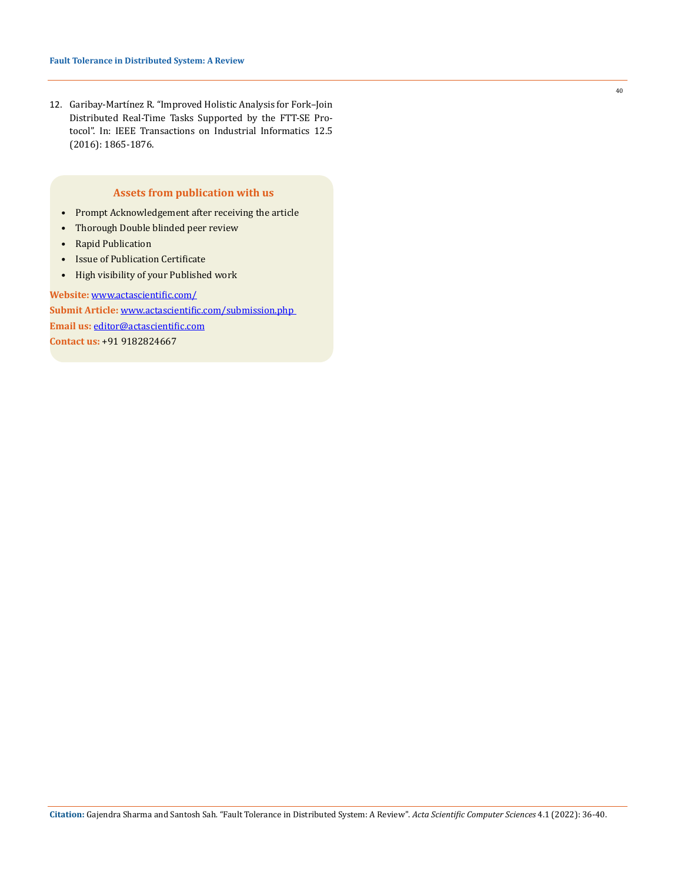12. Garibay-Martínez R. "Improved Holistic Analysis for Fork–Join Distributed Real-Time Tasks Supported by the FTT-SE Protocol". In: IEEE Transactions on Industrial Informatics 12.5 (2016): 1865-1876.

### Assets from publication with us

- Prompt Acknowledgement after receiving the article
- Thorough Double blinded peer review
- Rapid Publication
- Issue of Publication Certificate
- High visibility of your Published work

**Website:** www.actascientific.com/

**Submit Article:** www.actascientific.com/submission.php

**Email us:** editor@actascientific.com

**Contact us:** +91 9182824667